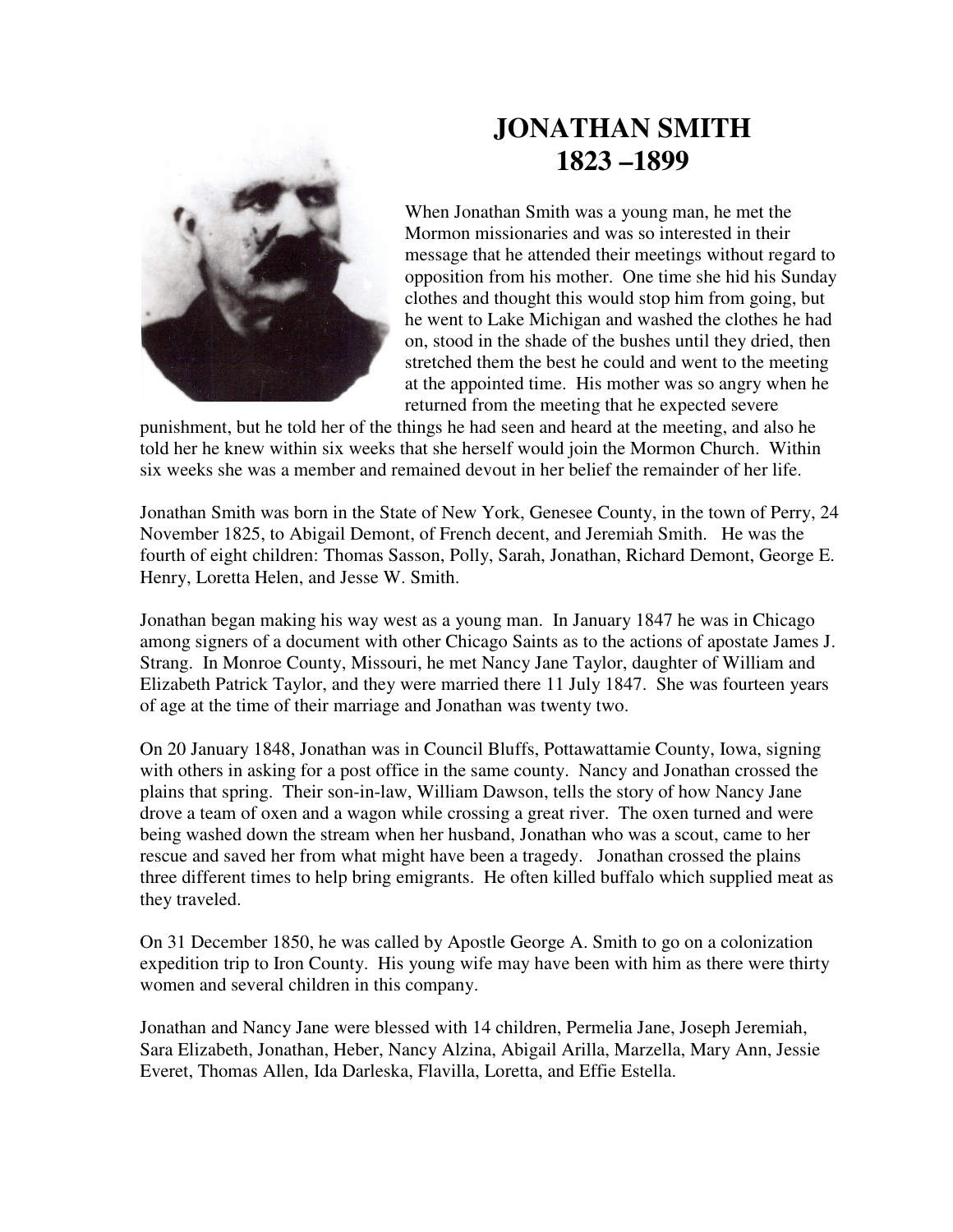# JONATHAN SMITH
# 1823 –1899

When Jonathan Smith was a young man, he met the Mormon missionaries and was so interested in their message that he attended their meetings without regard to opposition from his mother. One time she hid his Sunday clothes and thought this would stop him from going, but he went to Lake Michigan and washed the clothes he had on, stood in the shade of the bushes until they dried, then stretched them the best he could and went to the meeting at the appointed time. His mother was so angry when he returned from the meeting that he expected severe punishment, but he told her of the things he had seen and heard at the meeting, and also he told her he knew within six weeks that she herself would join the Mormon Church. Within six weeks she was a member and remained devout in her belief the remainder of her life.

Jonathan Smith was born in the State of New York, Genesee County, in the town of Perry, 24 November 1825, to Abigail Demont, of French decent, and Jeremiah Smith. He was the fourth of eight children: Thomas Sasson, Polly, Sarah, Jonathan, Richard Demont, George E. Henry, Loretta Helen, and Jesse W. Smith.

Jonathan began making his way west as a young man. In January 1847 he was in Chicago among signers of a document with other Chicago Saints as to the actions of apostate James J. Strang. In Monroe County, Missouri, he met Nancy Jane Taylor, daughter of William and Elizabeth Patrick Taylor, and they were married there 11 July 1847. She was fourteen years of age at the time of their marriage and Jonathan was twenty two.

On 20 January 1848, Jonathan was in Council Bluffs, Pottawattamie County, Iowa, signing with others in asking for a post office in the same county. Nancy and Jonathan crossed the plains that spring. Their son-in-law, William Dawson, tells the story of how Nancy Jane drove a team of oxen and a wagon while crossing a great river. The oxen turned and were being washed down the stream when her husband, Jonathan who was a scout, came to her rescue and saved her from what might have been a tragedy. Jonathan crossed the plains three different times to help bring emigrants. He often killed buffalo which supplied meat as they traveled.

On 31 December 1850, he was called by Apostle George A. Smith to go on a colonization expedition trip to Iron County. His young wife may have been with him as there were thirty women and several children in this company.

Jonathan and Nancy Jane were blessed with 14 children, Permelia Jane, Joseph Jeremiah, Sara Elizabeth, Jonathan, Heber, Nancy Alzina, Abigail Arilla, Marzella, Mary Ann, Jessie Everet, Thomas Allen, Ida Darleska, Flavilla, Loretta, and Effie Estella.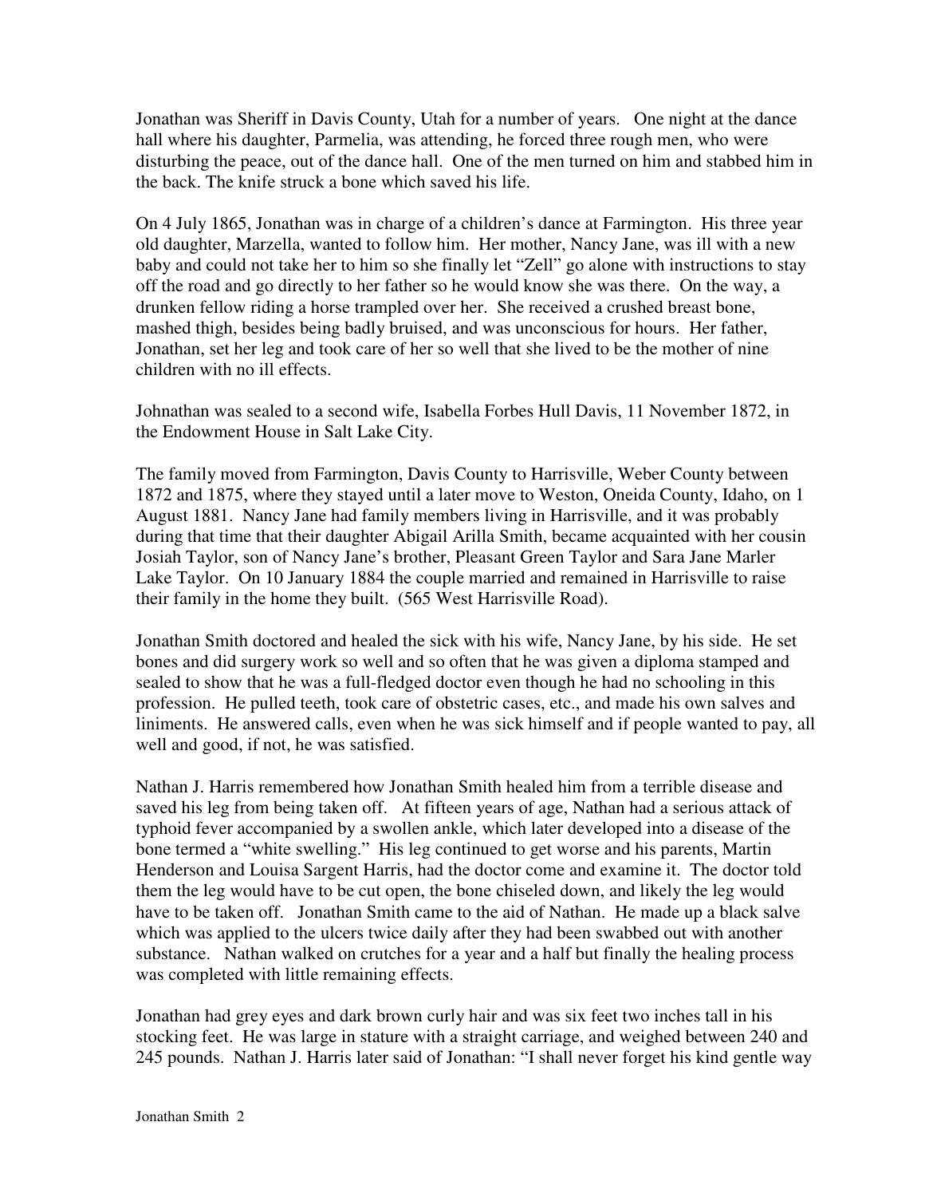Jonathan was Sheriff in Davis County, Utah for a number of years. One night at the dance hall where his daughter, Parmelia, was attending, he forced three rough men, who were disturbing the peace, out of the dance hall. One of the men turned on him and stabbed him in the back. The knife struck a bone which saved his life.

On 4 July 1865, Jonathan was in charge of a children's dance at Farmington. His three year old daughter, Marzella, wanted to follow him. Her mother, Nancy Jane, was ill with a new baby and could not take her to him so she finally let "Zell" go alone with instructions to stay off the road and go directly to her father so he would know she was there. On the way, a drunken fellow riding a horse trampled over her. She received a crushed breast bone, mashed thigh, besides being badly bruised, and was unconscious for hours. Her father, Jonathan, set her leg and took care of her so well that she lived to be the mother of nine children with no ill effects.

Johnathan was sealed to a second wife, Isabella Forbes Hull Davis, 11 November 1872, in the Endowment House in Salt Lake City.

The family moved from Farmington, Davis County to Harrisville, Weber County between 1872 and 1875, where they stayed until a later move to Weston, Oneida County, Idaho, on 1 August 1881. Nancy Jane had family members living in Harrisville, and it was probably during that time that their daughter Abigail Arilla Smith, became acquainted with her cousin Josiah Taylor, son of Nancy Jane's brother, Pleasant Green Taylor and Sara Jane Marler Lake Taylor. On 10 January 1884 the couple married and remained in Harrisville to raise their family in the home they built. (565 West Harrisville Road).

Jonathan Smith doctored and healed the sick with his wife, Nancy Jane, by his side. He set bones and did surgery work so well and so often that he was given a diploma stamped and sealed to show that he was a full-fledged doctor even though he had no schooling in this profession. He pulled teeth, took care of obstetric cases, etc., and made his own salves and liniments. He answered calls, even when he was sick himself and if people wanted to pay, all well and good, if not, he was satisfied.

Nathan J. Harris remembered how Jonathan Smith healed him from a terrible disease and saved his leg from being taken off. At fifteen years of age, Nathan had a serious attack of typhoid fever accompanied by a swollen ankle, which later developed into a disease of the bone termed a "white swelling." His leg continued to get worse and his parents, Martin Henderson and Louisa Sargent Harris, had the doctor come and examine it. The doctor told them the leg would have to be cut open, the bone chiseled down, and likely the leg would have to be taken off. Jonathan Smith came to the aid of Nathan. He made up a black salve which was applied to the ulcers twice daily after they had been swabbed out with another substance. Nathan walked on crutches for a year and a half but finally the healing process was completed with little remaining effects.

Jonathan had grey eyes and dark brown curly hair and was six feet two inches tall in his stocking feet. He was large in stature with a straight carriage, and weighed between 240 and 245 pounds. Nathan J. Harris later said of Jonathan: "I shall never forget his kind gentle way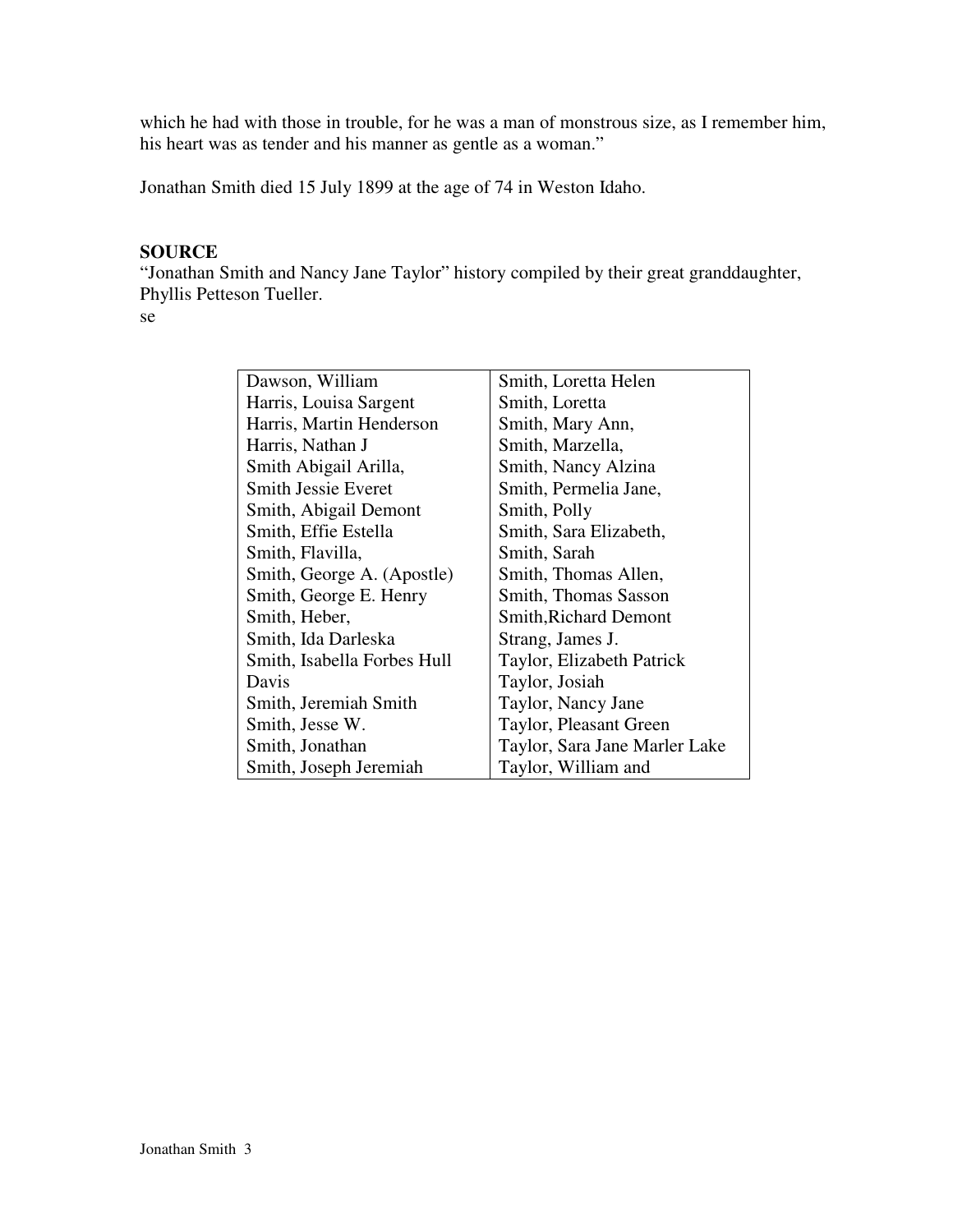which he had with those in trouble, for he was a man of monstrous size, as I remember him, his heart was as tender and his manner as gentle as a woman."

Jonathan Smith died 15 July 1899 at the age of 74 in Weston Idaho.

**SOURCE**

"Jonathan Smith and Nancy Jane Taylor" history compiled by their great granddaughter, Phyllis Petteson Tueller.

se

| | |
|---|---|
| Dawson, William | Smith, Loretta Helen |
| Harris, Louisa Sargent | Smith, Loretta |
| Harris, Martin Henderson | Smith, Mary Ann, |
| Harris, Nathan J | Smith, Marzella, |
| Smith Abigail Arilla, | Smith, Nancy Alzina |
| Smith Jessie Everet | Smith, Permelia Jane, |
| Smith, Abigail Demont | Smith, Polly |
| Smith, Effie Estella | Smith, Sara Elizabeth, |
| Smith, Flavilla, | Smith, Sarah |
| Smith, George A. (Apostle) | Smith, Thomas Allen, |
| Smith, George E. Henry | Smith, Thomas Sasson |
| Smith, Heber, | Smith,Richard Demont |
| Smith, Ida Darleska | Strang, James J. |
| Smith, Isabella Forbes Hull | Taylor, Elizabeth Patrick |
| Davis | Taylor, Josiah |
| Smith, Jeremiah Smith | Taylor, Nancy Jane |
| Smith, Jesse W. | Taylor, Pleasant Green |
| Smith, Jonathan | Taylor, Sara Jane Marler Lake |
| Smith, Joseph Jeremiah | Taylor, William and |